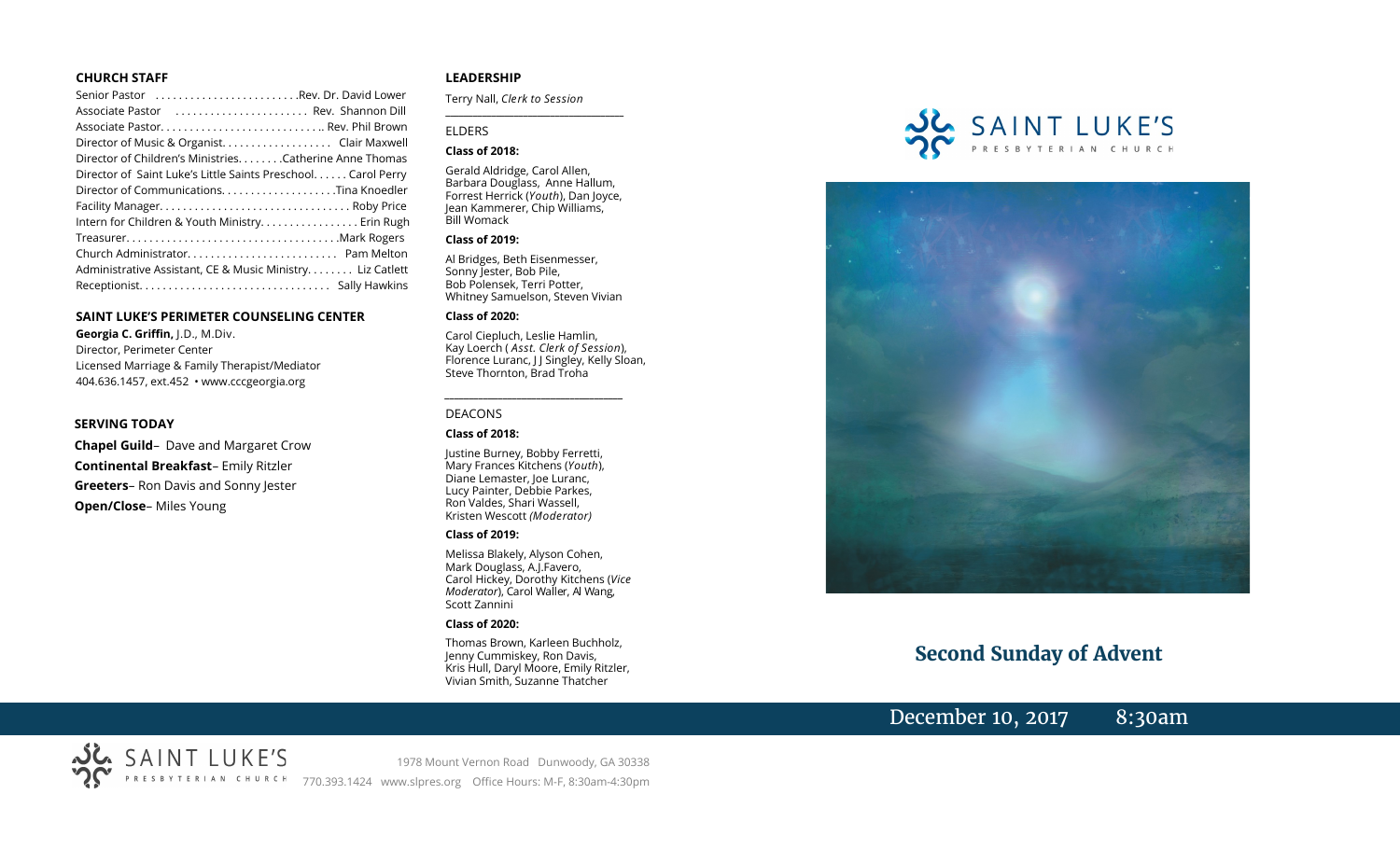### CHURCH STAFF

Senior Pastor ........................ Rev. Dr. David Lower
Associate Pastor ........................ Rev. Shannon Dill
Associate Pastor............................ Rev. Phil Brown
Director of Music & Organist.................. Clair Maxwell
Director of Children's Ministries........ Catherine Anne Thomas
Director of Saint Luke's Little Saints Preschool...... Carol Perry
Director of Communications.................... Tina Knoedler
Facility Manager................................ Roby Price
Intern for Children & Youth Ministry................ Erin Rugh
Treasurer.................................... Mark Rogers
Church Administrator......................... Pam Melton
Administrative Assistant, CE & Music Ministry........ Liz Catlett
Receptionist................................ Sally Hawkins

### SAINT LUKE'S PERIMETER COUNSELING CENTER

**Georgia C. Griffin,** J.D., M.Div.
Director, Perimeter Center
Licensed Marriage & Family Therapist/Mediator
404.636.1457, ext.452 • www.cccgeorgia.org

### SERVING TODAY

**Chapel Guild**– Dave and Margaret Crow
**Continental Breakfast**– Emily Ritzler
**Greeters**– Ron Davis and Sonny Jester
**Open/Close**– Miles Young

### LEADERSHIP

Terry Nall, *Clerk to Session*

ELDERS

**Class of 2018:**

Gerald Aldridge, Carol Allen, Barbara Douglass, Anne Hallum, Forrest Herrick (*Youth*), Dan Joyce, Jean Kammerer, Chip Williams, Bill Womack

**Class of 2019:**

Al Bridges, Beth Eisenmesser, Sonny Jester, Bob Pile, Bob Polensek, Terri Potter, Whitney Samuelson, Steven Vivian

**Class of 2020:**

Carol Ciepluch, Leslie Hamlin, Kay Loerch (*Asst. Clerk of Session*), Florence Luranc, J J Singley, Kelly Sloan, Steve Thornton, Brad Troha

DEACONS

**Class of 2018:**

Justine Burney, Bobby Ferretti, Mary Frances Kitchens (*Youth*), Diane Lemaster, Joe Luranc, Lucy Painter, Debbie Parkes, Ron Valdes, Shari Wassell, Kristen Wescott *(Moderator)*

**Class of 2019:**

Melissa Blakely, Alyson Cohen, Mark Douglass, A.J.Favero, Carol Hickey, Dorothy Kitchens (*Vice Moderator*), Carol Waller, Al Wang, Scott Zannini

**Class of 2020:**

Thomas Brown, Karleen Buchholz, Jenny Cummiskey, Ron Davis, Kris Hull, Daryl Moore, Emily Ritzler, Vivian Smith, Suzanne Thatcher

SAINT LUKE'S PRESBYTERIAN CHURCH

# Second Sunday of Advent

December 10, 2017 8:30am

SAINT LUKE'S PRESBYTERIAN CHURCH

1978 Mount Vernon Road Dunwoody, GA 30338
770.393.1424 www.slpres.org Office Hours: M-F, 8:30am-4:30pm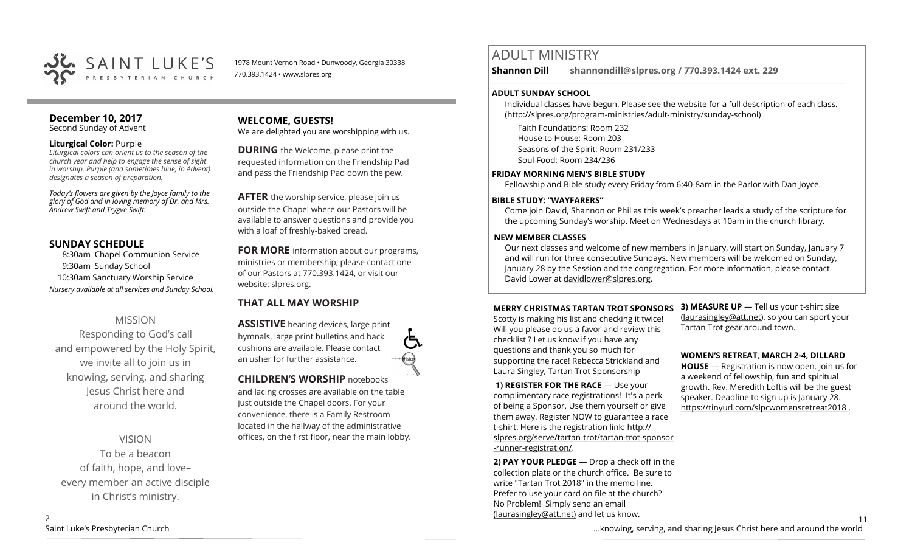SAINT LUKE'S PRESBYTERIAN CHURCH

1978 Mount Vernon Road • Dunwoody, Georgia 30338
770.393.1424 • www.slpres.org

## December 10, 2017
Second Sunday of Advent

**Liturgical Color:** Purple
*Liturgical colors can orient us to the season of the church year and help to engage the sense of sight in worship. Purple (and sometimes blue, in Advent) designates a season of preparation.*

*Today's flowers are given by the Joyce family to the glory of God and in loving memory of Dr. and Mrs. Andrew Swift and Trygve Swift.*

## SUNDAY SCHEDULE
8:30am Chapel Communion Service
9:30am Sunday School
10:30am Sanctuary Worship Service
*Nursery available at all services and Sunday School.*

MISSION

Responding to God's call and empowered by the Holy Spirit, we invite all to join us in knowing, serving, and sharing Jesus Christ here and around the world.

VISION

To be a beacon of faith, hope, and love– every member an active disciple in Christ's ministry.

## WELCOME, GUESTS!
We are delighted you are worshipping with us.

**DURING** the Welcome, please print the requested information on the Friendship Pad and pass the Friendship Pad down the pew.

**AFTER** the worship service, please join us outside the Chapel where our Pastors will be available to answer questions and provide you with a loaf of freshly-baked bread.

**FOR MORE** information about our programs, ministries or membership, please contact one of our Pastors at 770.393.1424, or visit our website: slpres.org.

## THAT ALL MAY WORSHIP

**ASSISTIVE** hearing devices, large print hymnals, large print bulletins and back cushions are available. Please contact an usher for further assistance.

**CHILDREN'S WORSHIP** notebooks and lacing crosses are available on the table just outside the Chapel doors. For your convenience, there is a Family Restroom located in the hallway of the administrative offices, on the first floor, near the main lobby.

# ADULT MINISTRY

**Shannon Dill shannondill@slpres.org / 770.393.1424 ext. 229**

### ADULT SUNDAY SCHOOL
Individual classes have begun. Please see the website for a full description of each class. (http://slpres.org/program-ministries/adult-ministry/sunday-school)

Faith Foundations: Room 232
House to House: Room 203
Seasons of the Spirit: Room 231/233
Soul Food: Room 234/236

### FRIDAY MORNING MEN'S BIBLE STUDY
Fellowship and Bible study every Friday from 6:40-8am in the Parlor with Dan Joyce.

### BIBLE STUDY: "WAYFARERS"
Come join David, Shannon or Phil as this week's preacher leads a study of the scripture for the upcoming Sunday's worship. Meet on Wednesdays at 10am in the church library.

### NEW MEMBER CLASSES
Our next classes and welcome of new members in January, will start on Sunday, January 7 and will run for three consecutive Sundays. New members will be welcomed on Sunday, January 28 by the Session and the congregation. For more information, please contact David Lower at davidlower@slpres.org.

**MERRY CHRISTMAS TARTAN TROT SPONSORS**
Scotty is making his list and checking it twice! Will you please do us a favor and review this checklist ? Let us know if you have any questions and thank you so much for supporting the race! Rebecca Strickland and Laura Singley, Tartan Trot Sponsorship

**1) REGISTER FOR THE RACE** — Use your complimentary race registrations! It's a perk of being a Sponsor. Use them yourself or give them away. Register NOW to guarantee a race t-shirt. Here is the registration link: http://slpres.org/serve/tartan-trot/tartan-trot-sponsor-runner-registration/.

**2) PAY YOUR PLEDGE** — Drop a check off in the collection plate or the church office. Be sure to write "Tartan Trot 2018" in the memo line. Prefer to use your card on file at the church? No Problem! Simply send an email (laurasingley@att.net) and let us know.

**3) MEASURE UP** — Tell us your t-shirt size (laurasingley@att.net), so you can sport your Tartan Trot gear around town.

**WOMEN'S RETREAT, MARCH 2-4, DILLARD HOUSE** — Registration is now open. Join us for a weekend of fellowship, fun and spiritual growth. Rev. Meredith Loftis will be the guest speaker. Deadline to sign up is January 28. https://tinyurl.com/slpcwomensretreat2018 .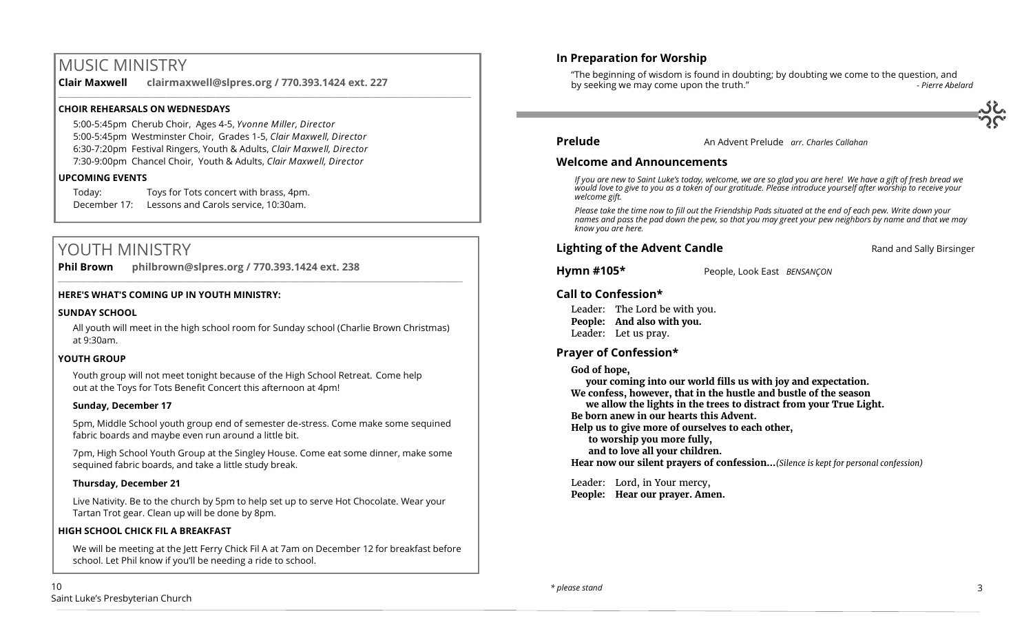# MUSIC MINISTRY

**Clair Maxwell** **clairmaxwell@slpres.org / 770.393.1424 ext. 227**

### CHOIR REHEARSALS ON WEDNESDAYS

5:00-5:45pm Cherub Choir, Ages 4-5, *Yvonne Miller, Director*
5:00-5:45pm Westminster Choir, Grades 1-5, *Clair Maxwell, Director*
6:30-7:20pm Festival Ringers, Youth & Adults, *Clair Maxwell, Director*
7:30-9:00pm Chancel Choir, Youth & Adults, *Clair Maxwell, Director*

### UPCOMING EVENTS

Today: Toys for Tots concert with brass, 4pm.
December 17: Lessons and Carols service, 10:30am.

# YOUTH MINISTRY

**Phil Brown** **philbrown@slpres.org / 770.393.1424 ext. 238**

### HERE'S WHAT'S COMING UP IN YOUTH MINISTRY:

### SUNDAY SCHOOL

All youth will meet in the high school room for Sunday school (Charlie Brown Christmas) at 9:30am.

### YOUTH GROUP

Youth group will not meet tonight because of the High School Retreat. Come help out at the Toys for Tots Benefit Concert this afternoon at 4pm!

**Sunday, December 17**

5pm, Middle School youth group end of semester de-stress. Come make some sequined fabric boards and maybe even run around a little bit.

7pm, High School Youth Group at the Singley House. Come eat some dinner, make some sequined fabric boards, and take a little study break.

**Thursday, December 21**

Live Nativity. Be to the church by 5pm to help set up to serve Hot Chocolate. Wear your Tartan Trot gear. Clean up will be done by 8pm.

### HIGH SCHOOL CHICK FIL A BREAKFAST

We will be meeting at the Jett Ferry Chick Fil A at 7am on December 12 for breakfast before school. Let Phil know if you'll be needing a ride to school.

## In Preparation for Worship

"The beginning of wisdom is found in doubting; by doubting we come to the question, and by seeking we may come upon the truth." *- Pierre Abelard*

**Prelude** An Advent Prelude *arr. Charles Callahan*

## Welcome and Announcements

*If you are new to Saint Luke's today, welcome, we are so glad you are here! We have a gift of fresh bread we would love to give to you as a token of our gratitude. Please introduce yourself after worship to receive your welcome gift.*

*Please take the time now to fill out the Friendship Pads situated at the end of each pew. Write down your names and pass the pad down the pew, so that you may greet your pew neighbors by name and that we may know you are here.*

**Lighting of the Advent Candle** Rand and Sally Birsinger

**Hymn #105*** People, Look East *BENSANÇON*

## Call to Confession*

Leader: The Lord be with you.
**People: And also with you.**
Leader: Let us pray.

## Prayer of Confession*

**God of hope,**
**your coming into our world fills us with joy and expectation.**
**We confess, however, that in the hustle and bustle of the season**
**we allow the lights in the trees to distract from your True Light.**
**Be born anew in our hearts this Advent.**
**Help us to give more of ourselves to each other,**
**to worship you more fully,**
**and to love all your children.**
**Hear now our silent prayers of confession…***(Silence is kept for personal confession)*

Leader: Lord, in Your mercy,
**People: Hear our prayer. Amen.**

*\* please stand*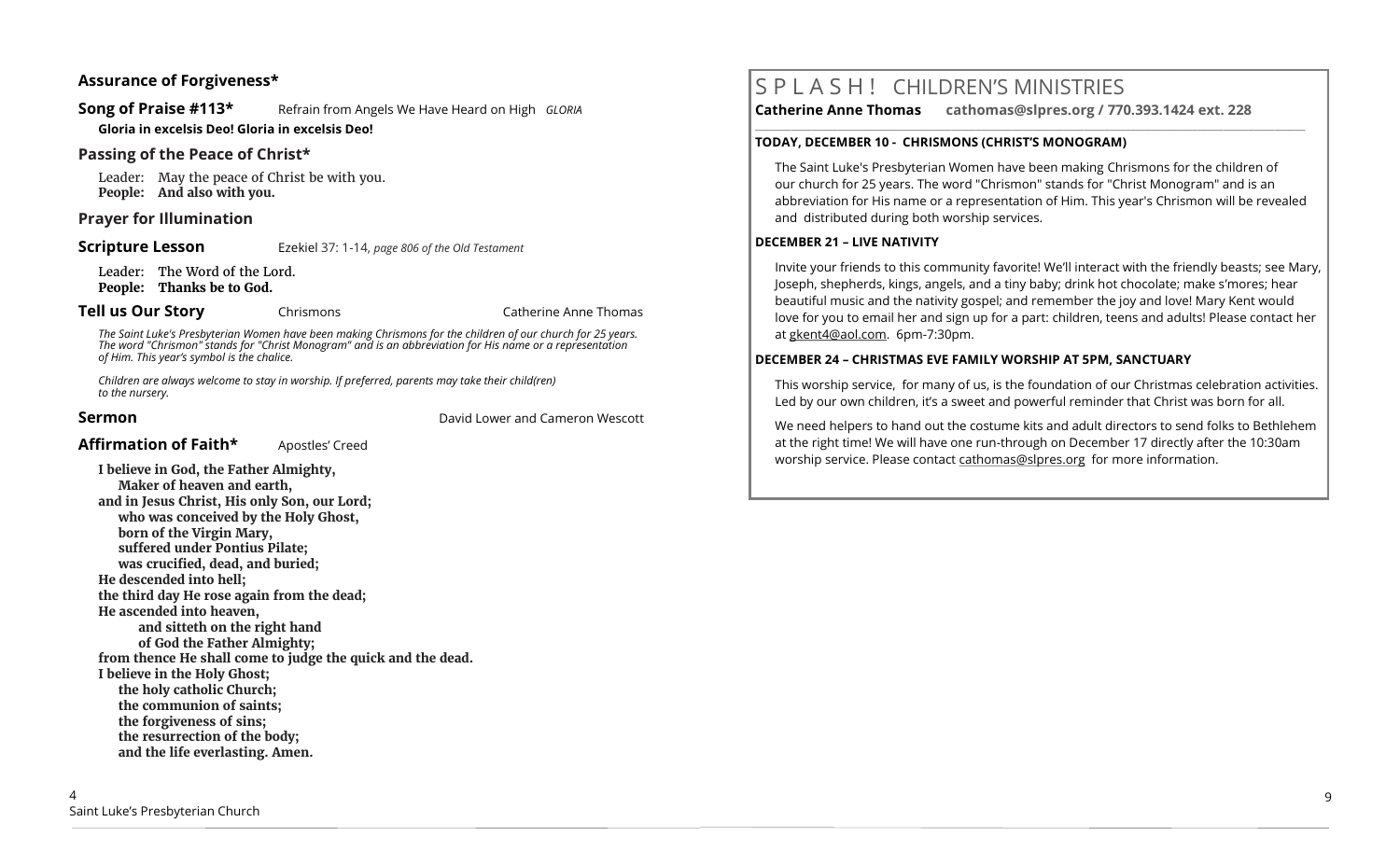### Assurance of Forgiveness*

**Song of Praise #113*** Refrain from Angels We Have Heard on High *GLORIA*

**Gloria in excelsis Deo! Gloria in excelsis Deo!**

### Passing of the Peace of Christ*

Leader: May the peace of Christ be with you.
**People: And also with you.**

### Prayer for Illumination

**Scripture Lesson** Ezekiel 37: 1-14, *page 806 of the Old Testament*

Leader: The Word of the Lord.
**People: Thanks be to God.**

**Tell us Our Story** Chrismons Catherine Anne Thomas

*The Saint Luke's Presbyterian Women have been making Chrismons for the children of our church for 25 years. The word "Chrismon" stands for "Christ Monogram" and is an abbreviation for His name or a representation of Him. This year's symbol is the chalice.*

*Children are always welcome to stay in worship. If preferred, parents may take their child(ren) to the nursery.*

**Sermon** David Lower and Cameron Wescott

**Affirmation of Faith*** Apostles' Creed

**I believe in God, the Father Almighty,**
**Maker of heaven and earth,**
**and in Jesus Christ, His only Son, our Lord;**
**who was conceived by the Holy Ghost,**
**born of the Virgin Mary,**
**suffered under Pontius Pilate;**
**was crucified, dead, and buried;**
**He descended into hell;**
**the third day He rose again from the dead;**
**He ascended into heaven,**
**and sitteth on the right hand**
**of God the Father Almighty;**
**from thence He shall come to judge the quick and the dead.**
**I believe in the Holy Ghost;**
**the holy catholic Church;**
**the communion of saints;**
**the forgiveness of sins;**
**the resurrection of the body;**
**and the life everlasting. Amen.**

## S P L A S H ! CHILDREN'S MINISTRIES

**Catherine Anne Thomas cathomas@slpres.org / 770.393.1424 ext. 228**

**TODAY, DECEMBER 10 - CHRISMONS (CHRIST'S MONOGRAM)**

The Saint Luke's Presbyterian Women have been making Chrismons for the children of our church for 25 years. The word "Chrismon" stands for "Christ Monogram" and is an abbreviation for His name or a representation of Him. This year's Chrismon will be revealed and distributed during both worship services.

**DECEMBER 21 – LIVE NATIVITY**

Invite your friends to this community favorite! We'll interact with the friendly beasts; see Mary, Joseph, shepherds, kings, angels, and a tiny baby; drink hot chocolate; make s'mores; hear beautiful music and the nativity gospel; and remember the joy and love! Mary Kent would love for you to email her and sign up for a part: children, teens and adults! Please contact her at gkent4@aol.com. 6pm-7:30pm.

**DECEMBER 24 – CHRISTMAS EVE FAMILY WORSHIP AT 5PM, SANCTUARY**

This worship service, for many of us, is the foundation of our Christmas celebration activities. Led by our own children, it's a sweet and powerful reminder that Christ was born for all.

We need helpers to hand out the costume kits and adult directors to send folks to Bethlehem at the right time! We will have one run-through on December 17 directly after the 10:30am worship service. Please contact cathomas@slpres.org for more information.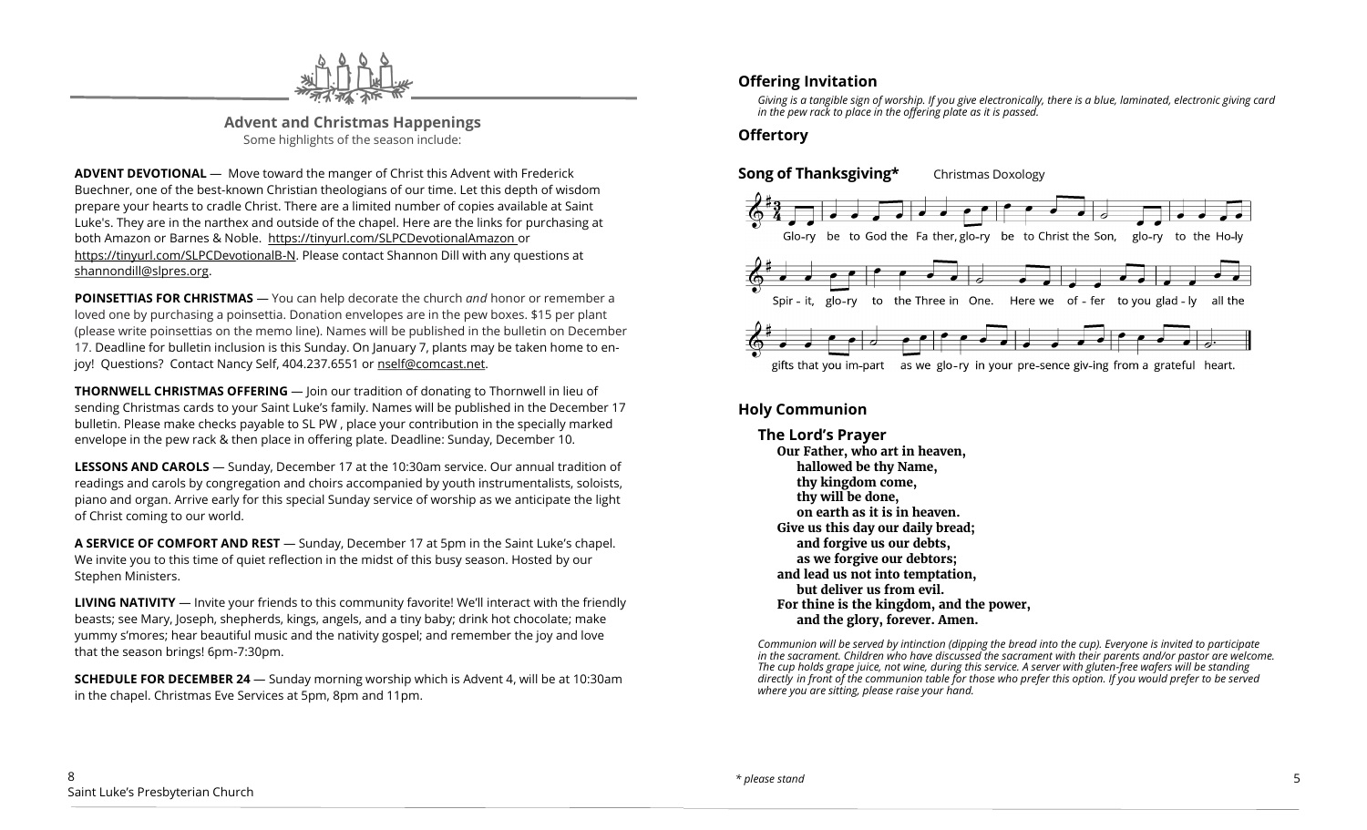## Advent and Christmas Happenings

Some highlights of the season include:

**ADVENT DEVOTIONAL** — Move toward the manger of Christ this Advent with Frederick Buechner, one of the best-known Christian theologians of our time. Let this depth of wisdom prepare your hearts to cradle Christ. There are a limited number of copies available at Saint Luke's. They are in the narthex and outside of the chapel. Here are the links for purchasing at both Amazon or Barnes & Noble. https://tinyurl.com/SLPCDevotionalAmazon or https://tinyurl.com/SLPCDevotionalB-N. Please contact Shannon Dill with any questions at shannondill@slpres.org.

**POINSETTIAS FOR CHRISTMAS** — You can help decorate the church *and* honor or remember a loved one by purchasing a poinsettia. Donation envelopes are in the pew boxes. $15 per plant (please write poinsettias on the memo line). Names will be published in the bulletin on December 17. Deadline for bulletin inclusion is this Sunday. On January 7, plants may be taken home to enjoy! Questions? Contact Nancy Self, 404.237.6551 or nself@comcast.net.

**THORNWELL CHRISTMAS OFFERING** — Join our tradition of donating to Thornwell in lieu of sending Christmas cards to your Saint Luke's family. Names will be published in the December 17 bulletin. Please make checks payable to SL PW , place your contribution in the specially marked envelope in the pew rack & then place in offering plate. Deadline: Sunday, December 10.

**LESSONS AND CAROLS** — Sunday, December 17 at the 10:30am service. Our annual tradition of readings and carols by congregation and choirs accompanied by youth instrumentalists, soloists, piano and organ. Arrive early for this special Sunday service of worship as we anticipate the light of Christ coming to our world.

**A SERVICE OF COMFORT AND REST** — Sunday, December 17 at 5pm in the Saint Luke's chapel. We invite you to this time of quiet reflection in the midst of this busy season. Hosted by our Stephen Ministers.

**LIVING NATIVITY** — Invite your friends to this community favorite! We'll interact with the friendly beasts; see Mary, Joseph, shepherds, kings, angels, and a tiny baby; drink hot chocolate; make yummy s'mores; hear beautiful music and the nativity gospel; and remember the joy and love that the season brings! 6pm-7:30pm.

**SCHEDULE FOR DECEMBER 24** — Sunday morning worship which is Advent 4, will be at 10:30am in the chapel. Christmas Eve Services at 5pm, 8pm and 11pm.

### Offering Invitation

*Giving is a tangible sign of worship. If you give electronically, there is a blue, laminated, electronic giving card in the pew rack to place in the offering plate as it is passed.*

### Offertory

### Song of Thanksgiving* Christmas Doxology

Glo-ry be to God the Fa ther, glo-ry be to Christ the Son, glo-ry to the Ho-ly Spir - it, glo-ry to the Three in One. Here we of - fer to you glad - ly all the gifts that you im-part as we glo-ry in your pre-sence giv-ing from a grateful heart.

### Holy Communion

**The Lord's Prayer**

**Our Father, who art in heaven,**
**hallowed be thy Name,**
**thy kingdom come,**
**thy will be done,**
**on earth as it is in heaven.**
**Give us this day our daily bread;**
**and forgive us our debts,**
**as we forgive our debtors;**
**and lead us not into temptation,**
**but deliver us from evil.**
**For thine is the kingdom, and the power,**
**and the glory, forever. Amen.**

*Communion will be served by intinction (dipping the bread into the cup). Everyone is invited to participate in the sacrament. Children who have discussed the sacrament with their parents and/or pastor are welcome. The cup holds grape juice, not wine, during this service. A server with gluten-free wafers will be standing directly in front of the communion table for those who prefer this option. If you would prefer to be served where you are sitting, please raise your hand.*

*\* please stand*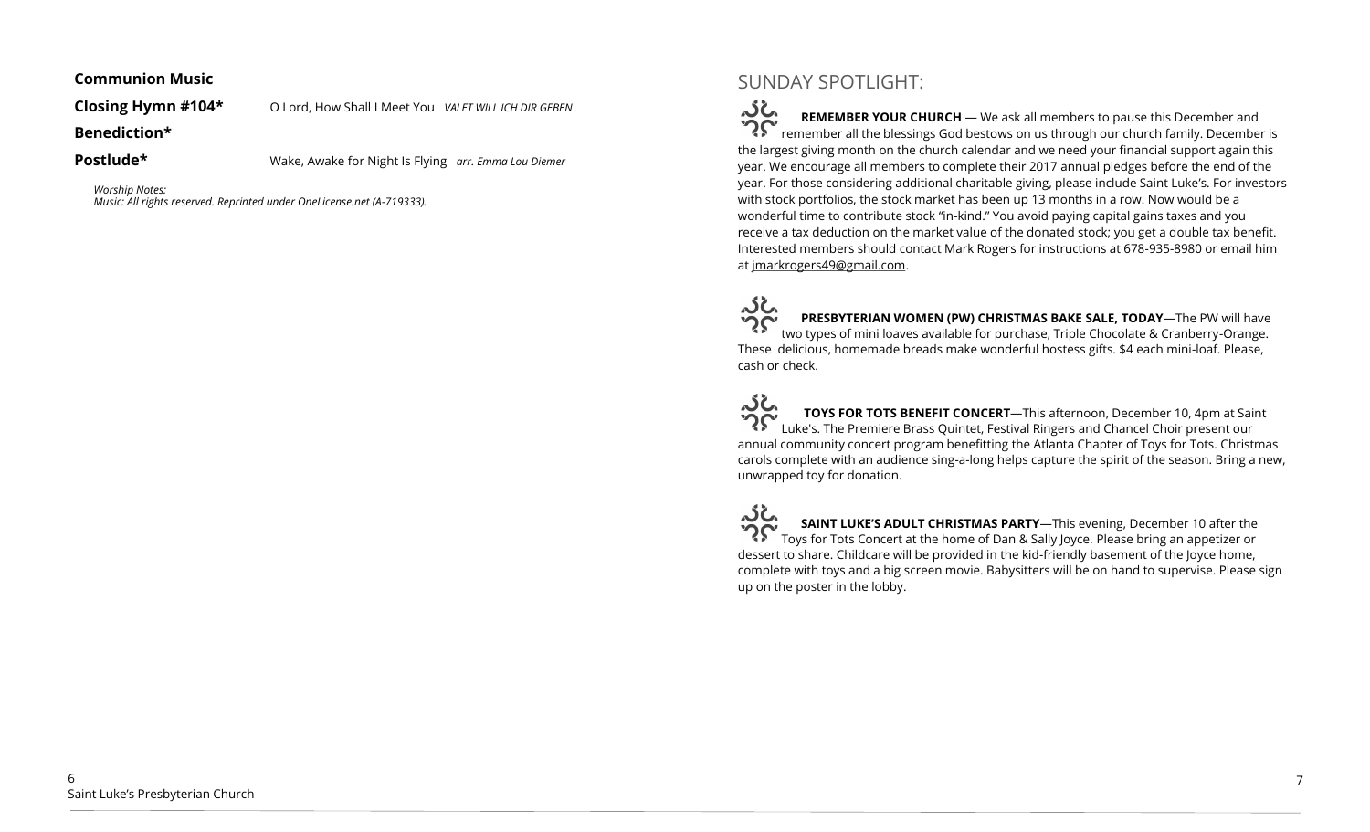**Communion Music**

**Closing Hymn #104*** O Lord, How Shall I Meet You *VALET WILL ICH DIR GEBEN*

**Benediction***

**Postlude*** Wake, Awake for Night Is Flying *arr. Emma Lou Diemer*

*Worship Notes:*
*Music: All rights reserved. Reprinted under OneLicense.net (A-719333).*

## SUNDAY SPOTLIGHT:

**REMEMBER YOUR CHURCH** — We ask all members to pause this December and remember all the blessings God bestows on us through our church family. December is the largest giving month on the church calendar and we need your financial support again this year. We encourage all members to complete their 2017 annual pledges before the end of the year. For those considering additional charitable giving, please include Saint Luke's. For investors with stock portfolios, the stock market has been up 13 months in a row. Now would be a wonderful time to contribute stock "in-kind." You avoid paying capital gains taxes and you receive a tax deduction on the market value of the donated stock; you get a double tax benefit. Interested members should contact Mark Rogers for instructions at 678-935-8980 or email him at jmarkrogers49@gmail.com.

**PRESBYTERIAN WOMEN (PW) CHRISTMAS BAKE SALE, TODAY**—The PW will have two types of mini loaves available for purchase, Triple Chocolate & Cranberry-Orange. These delicious, homemade breads make wonderful hostess gifts. $4 each mini-loaf. Please, cash or check.

**TOYS FOR TOTS BENEFIT CONCERT**—This afternoon, December 10, 4pm at Saint Luke's. The Premiere Brass Quintet, Festival Ringers and Chancel Choir present our annual community concert program benefitting the Atlanta Chapter of Toys for Tots. Christmas carols complete with an audience sing-a-long helps capture the spirit of the season. Bring a new, unwrapped toy for donation.

**SAINT LUKE'S ADULT CHRISTMAS PARTY**—This evening, December 10 after the Toys for Tots Concert at the home of Dan & Sally Joyce. Please bring an appetizer or dessert to share. Childcare will be provided in the kid-friendly basement of the Joyce home, complete with toys and a big screen movie. Babysitters will be on hand to supervise. Please sign up on the poster in the lobby.